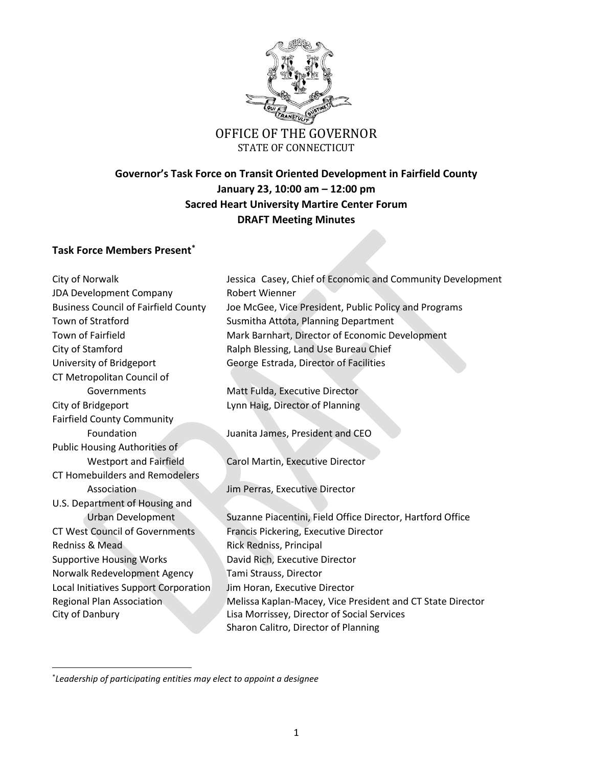OFFICE OF THE GOVERNOR
STATE OF CONNECTICUT

**Governor's Task Force on Transit Oriented Development in Fairfield County**
**January 23, 10:00 am – 12:00 pm**
**Sacred Heart University Martire Center Forum**
**DRAFT Meeting Minutes**

## Task Force Members Present[*]

| | |
|---|---|
| City of Norwalk | Jessica Casey, Chief of Economic and Community Development |
| JDA Development Company | Robert Wienner |
| Business Council of Fairfield County | Joe McGee, Vice President, Public Policy and Programs |
| Town of Stratford | Susmitha Attota, Planning Department |
| Town of Fairfield | Mark Barnhart, Director of Economic Development |
| City of Stamford | Ralph Blessing, Land Use Bureau Chief |
| University of Bridgeport | George Estrada, Director of Facilities |
| CT Metropolitan Council of Governments | Matt Fulda, Executive Director |
| City of Bridgeport | Lynn Haig, Director of Planning |
| Fairfield County Community Foundation | Juanita James, President and CEO |
| Public Housing Authorities of Westport and Fairfield | Carol Martin, Executive Director |
| CT Homebuilders and Remodelers Association | Jim Perras, Executive Director |
| U.S. Department of Housing and Urban Development | Suzanne Piacentini, Field Office Director, Hartford Office |
| CT West Council of Governments | Francis Pickering, Executive Director |
| Redniss & Mead | Rick Redniss, Principal |
| Supportive Housing Works | David Rich, Executive Director |
| Norwalk Redevelopment Agency | Tami Strauss, Director |
| Local Initiatives Support Corporation | Jim Horan, Executive Director |
| Regional Plan Association | Melissa Kaplan-Macey, Vice President and CT State Director |
| City of Danbury | Lisa Morrissey, Director of Social Services |
| | Sharon Calitro, Director of Planning |

[*] *Leadership of participating entities may elect to appoint a designee*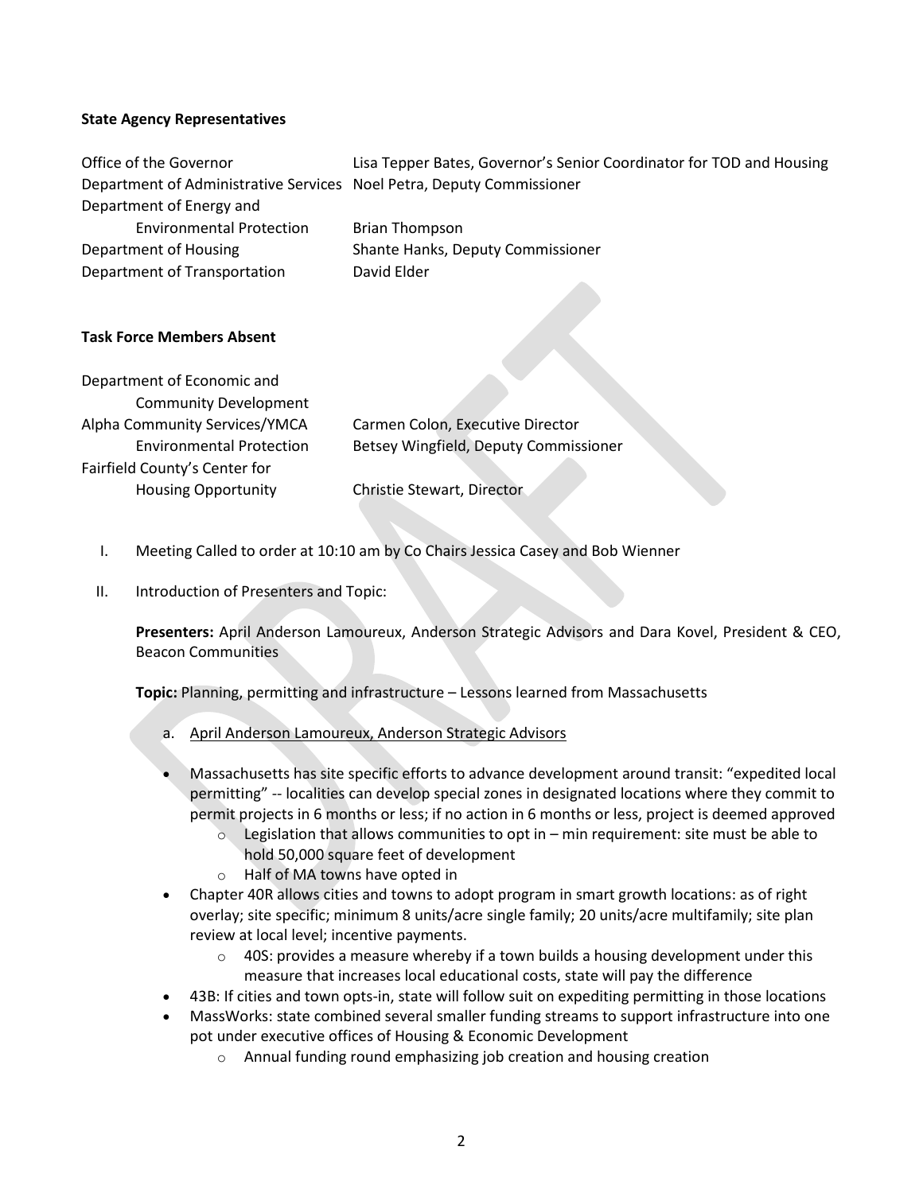**State Agency Representatives**

| | |
|---|---|
| Office of the Governor | Lisa Tepper Bates, Governor's Senior Coordinator for TOD and Housing |
| Department of Administrative Services | Noel Petra, Deputy Commissioner |
| Department of Energy and Environmental Protection | Brian Thompson |
| Department of Housing | Shante Hanks, Deputy Commissioner |
| Department of Transportation | David Elder |

**Task Force Members Absent**

| | |
|---|---|
| Department of Economic and Community Development | |
| Alpha Community Services/YMCA | Carmen Colon, Executive Director |
| Environmental Protection | Betsey Wingfield, Deputy Commissioner |
| Fairfield County's Center for Housing Opportunity | Christie Stewart, Director |

I. Meeting Called to order at 10:10 am by Co Chairs Jessica Casey and Bob Wienner

II. Introduction of Presenters and Topic:

**Presenters:** April Anderson Lamoureux, Anderson Strategic Advisors and Dara Kovel, President & CEO, Beacon Communities

**Topic:** Planning, permitting and infrastructure – Lessons learned from Massachusetts

a. <u>April Anderson Lamoureux, Anderson Strategic Advisors</u>

- Massachusetts has site specific efforts to advance development around transit: "expedited local permitting" -- localities can develop special zones in designated locations where they commit to permit projects in 6 months or less; if no action in 6 months or less, project is deemed approved
  - Legislation that allows communities to opt in – min requirement: site must be able to hold 50,000 square feet of development
  - Half of MA towns have opted in
- Chapter 40R allows cities and towns to adopt program in smart growth locations: as of right overlay; site specific; minimum 8 units/acre single family; 20 units/acre multifamily; site plan review at local level; incentive payments.
  - 40S: provides a measure whereby if a town builds a housing development under this measure that increases local educational costs, state will pay the difference
- 43B: If cities and town opts-in, state will follow suit on expediting permitting in those locations
- MassWorks: state combined several smaller funding streams to support infrastructure into one pot under executive offices of Housing & Economic Development
  - Annual funding round emphasizing job creation and housing creation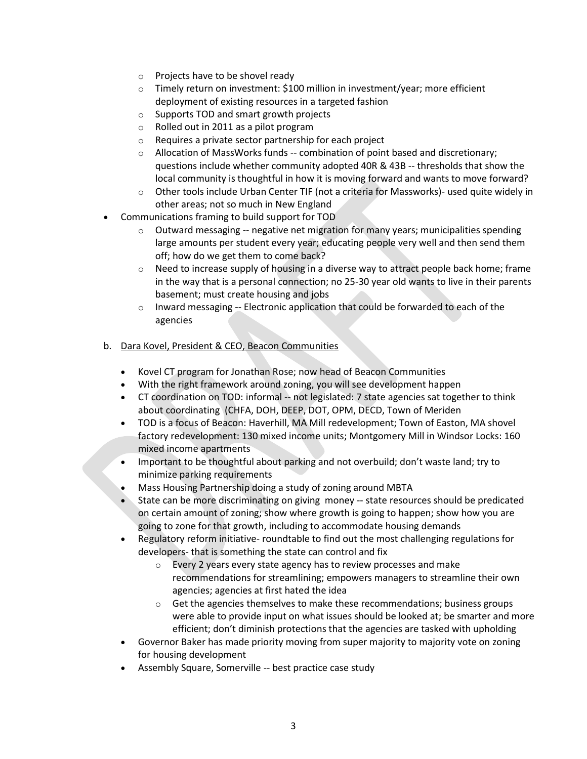- Projects have to be shovel ready
    - Timely return on investment: $100 million in investment/year; more efficient deployment of existing resources in a targeted fashion
    - Supports TOD and smart growth projects
    - Rolled out in 2011 as a pilot program
    - Requires a private sector partnership for each project
    - Allocation of MassWorks funds -- combination of point based and discretionary; questions include whether community adopted 40R & 43B -- thresholds that show the local community is thoughtful in how it is moving forward and wants to move forward?
    - Other tools include Urban Center TIF (not a criteria for Massworks)- used quite widely in other areas; not so much in New England
- Communications framing to build support for TOD
    - Outward messaging -- negative net migration for many years; municipalities spending large amounts per student every year; educating people very well and then send them off; how do we get them to come back?
    - Need to increase supply of housing in a diverse way to attract people back home; frame in the way that is a personal connection; no 25-30 year old wants to live in their parents basement; must create housing and jobs
    - Inward messaging -- Electronic application that could be forwarded to each of the agencies

b. Dara Kovel, President & CEO, Beacon Communities

- Kovel CT program for Jonathan Rose; now head of Beacon Communities
- With the right framework around zoning, you will see development happen
- CT coordination on TOD: informal -- not legislated: 7 state agencies sat together to think about coordinating (CHFA, DOH, DEEP, DOT, OPM, DECD, Town of Meriden
- TOD is a focus of Beacon: Haverhill, MA Mill redevelopment; Town of Easton, MA shovel factory redevelopment: 130 mixed income units; Montgomery Mill in Windsor Locks: 160 mixed income apartments
- Important to be thoughtful about parking and not overbuild; don't waste land; try to minimize parking requirements
- Mass Housing Partnership doing a study of zoning around MBTA
- State can be more discriminating on giving money -- state resources should be predicated on certain amount of zoning; show where growth is going to happen; show how you are going to zone for that growth, including to accommodate housing demands
- Regulatory reform initiative- roundtable to find out the most challenging regulations for developers- that is something the state can control and fix
    - Every 2 years every state agency has to review processes and make recommendations for streamlining; empowers managers to streamline their own agencies; agencies at first hated the idea
    - Get the agencies themselves to make these recommendations; business groups were able to provide input on what issues should be looked at; be smarter and more efficient; don't diminish protections that the agencies are tasked with upholding
- Governor Baker has made priority moving from super majority to majority vote on zoning for housing development
- Assembly Square, Somerville -- best practice case study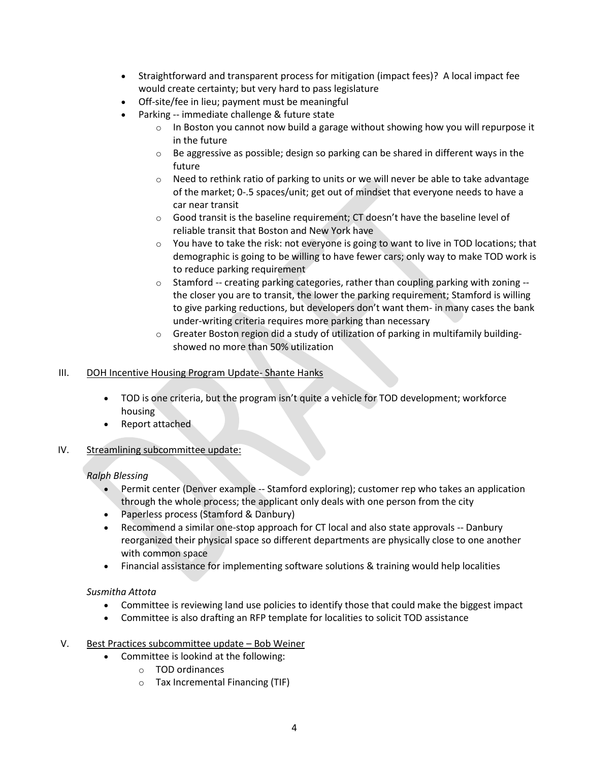- Straightforward and transparent process for mitigation (impact fees)? A local impact fee would create certainty; but very hard to pass legislature
- Off-site/fee in lieu; payment must be meaningful
- Parking -- immediate challenge & future state
  - In Boston you cannot now build a garage without showing how you will repurpose it in the future
  - Be aggressive as possible; design so parking can be shared in different ways in the future
  - Need to rethink ratio of parking to units or we will never be able to take advantage of the market; 0-.5 spaces/unit; get out of mindset that everyone needs to have a car near transit
  - Good transit is the baseline requirement; CT doesn't have the baseline level of reliable transit that Boston and New York have
  - You have to take the risk: not everyone is going to want to live in TOD locations; that demographic is going to be willing to have fewer cars; only way to make TOD work is to reduce parking requirement
  - Stamford -- creating parking categories, rather than coupling parking with zoning -- the closer you are to transit, the lower the parking requirement; Stamford is willing to give parking reductions, but developers don't want them- in many cases the bank under-writing criteria requires more parking than necessary
  - Greater Boston region did a study of utilization of parking in multifamily building- showed no more than 50% utilization

III. <u>DOH Incentive Housing Program Update- Shante Hanks</u>

- TOD is one criteria, but the program isn't quite a vehicle for TOD development; workforce housing
- Report attached

IV. <u>Streamlining subcommittee update:</u>

*Ralph Blessing*

- Permit center (Denver example -- Stamford exploring); customer rep who takes an application through the whole process; the applicant only deals with one person from the city
- Paperless process (Stamford & Danbury)
- Recommend a similar one-stop approach for CT local and also state approvals -- Danbury reorganized their physical space so different departments are physically close to one another with common space
- Financial assistance for implementing software solutions & training would help localities

*Susmitha Attota*

- Committee is reviewing land use policies to identify those that could make the biggest impact
- Committee is also drafting an RFP template for localities to solicit TOD assistance

V. <u>Best Practices subcommittee update – Bob Weiner</u>

- Committee is lookind at the following:
  - TOD ordinances
  - Tax Incremental Financing (TIF)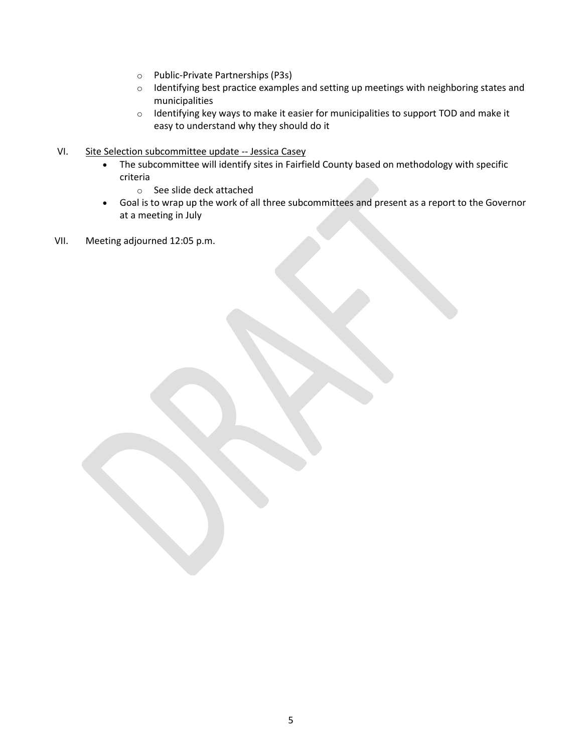- Public-Private Partnerships (P3s)
  - Identifying best practice examples and setting up meetings with neighboring states and municipalities
  - Identifying key ways to make it easier for municipalities to support TOD and make it easy to understand why they should do it

VI. Site Selection subcommittee update -- Jessica Casey
  - The subcommittee will identify sites in Fairfield County based on methodology with specific criteria
    - See slide deck attached
  - Goal is to wrap up the work of all three subcommittees and present as a report to the Governor at a meeting in July

VII. Meeting adjourned 12:05 p.m.